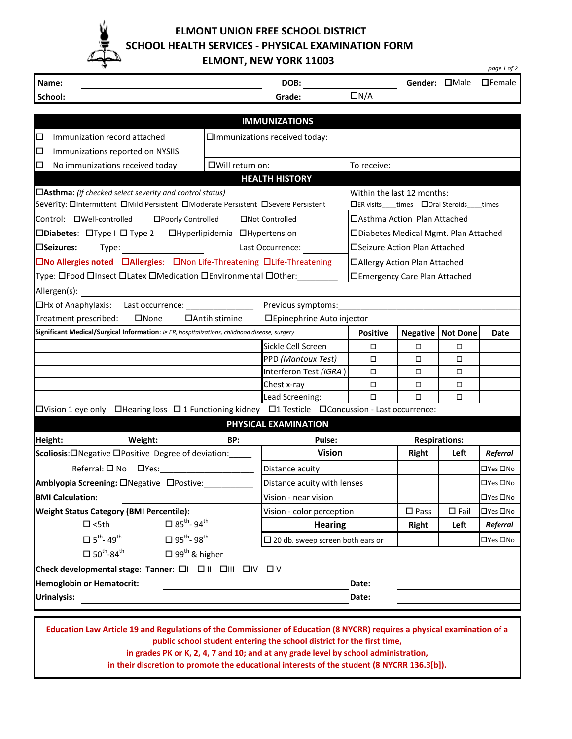# ELMONT UNION FREE SCHOOL DISTRICT
## SCHOOL HEALTH SERVICES - PHYSICAL EXAMINATION FORM
## ELMONT, NEW YORK 11003

**Name:** ______________________ **DOB:** __________ **Gender:** ☐Male ☐Female

**School:** ______________________ **Grade:** __________ ☐N/A

## IMMUNIZATIONS

| | | |
|---|---|---|
| ☐ Immunization record attached | ☐Immunizations received today: | ______________ |
| ☐ Immunizations reported on NYSIIS | | ______________ |
| ☐ No immunizations received today | ☐Will return on: | To receive: |

## HEALTH HISTORY

| | |
|---|---|
| ☐**Asthma**: *(if checked select severity and control status)* | Within the last 12 months: |
| Severity: ☐Intermittent ☐Mild Persistent ☐Moderate Persistent ☐Severe Persistent | ☐ER visits____times ☐Oral Steroids____times |
| Control: ☐Well-controlled ☐Poorly Controlled ☐Not Controlled | ☐Asthma Action Plan Attached |
| ☐**Diabetes**: ☐Type I ☐ Type 2 ☐Hyperlipidemia ☐Hypertension | ☐Diabetes Medical Mgmt. Plan Attached |
| ☐**Seizures**: Type: __________ Last Occurrence: __________ | ☐Seizure Action Plan Attached |
| ☐**No Allergies noted** ☐**Allergies**: ☐Non Life-Threatening ☐Life-Threatening | ☐Allergy Action Plan Attached |
| Type: ☐Food ☐Insect ☐Latex ☐Medication ☐Environmental ☐Other:________ | ☐Emergency Care Plan Attached |

Allergen(s): ______________________________

☐Hx of Anaphylaxis: Last occurrence: ______________ Previous symptoms: ______________________

Treatment prescribed: ☐None ☐Antihistimine ☐Epinephrine Auto injector

| **Significant Medical/Surgical Information**: *ie ER, hospitalizations, childhood disease, surgery* | | **Positive** | **Negative** | **Not Done** | **Date** |
|---|---|---|---|---|---|
| | Sickle Cell Screen | ☐ | ☐ | ☐ | |
| | PPD *(Mantoux Test)* | ☐ | ☐ | ☐ | |
| | Interferon Test *(IGRA)* | ☐ | ☐ | ☐ | |
| | Chest x-ray | ☐ | ☐ | ☐ | |
| | Lead Screening: | ☐ | ☐ | ☐ | |

☐Vision 1 eye only ☐Hearing loss ☐ 1 Functioning kidney ☐1 Testicle ☐Concussion - Last occurrence:

## PHYSICAL EXAMINATION

**Height:** **Weight:** **BP:** **Pulse:** **Respirations:**

| | **Vision** | **Right** | **Left** | ***Referral*** |
|---|---|---|---|---|
| **Scoliosis**:☐Negative ☐Positive Degree of deviation:_____ | | | | |
| Referral: ☐ No ☐Yes:____________________ | Distance acuity | | | ☐Yes ☐No |
| **Amblyopia Screening:** ☐Negative ☐Postive:__________ | Distance acuity with lenses | | | ☐Yes ☐No |
| **BMI Calculation:** | Vision - near vision | | | ☐Yes ☐No |
| **Weight Status Category (BMI Percentile):** | Vision - color perception | ☐ Pass | ☐ Fail | ☐Yes ☐No |
| ☐ <5th ☐ 85th- 94th | **Hearing** | **Right** | **Left** | ***Referral*** |
| ☐ 5th- 49th ☐ 95th- 98th | ☐ 20 db. sweep screen both ears or | | | ☐Yes ☐No |
| ☐ 50th-84th ☐ 99th & higher | | | | |

**Check developmental stage: Tanner**: ☐I ☐ II ☐III ☐IV ☐ V

**Hemoglobin or Hematocrit:** ______________________ **Date:** __________

**Urinalysis:** ______________________ **Date:** __________

**Education Law Article 19 and Regulations of the Commissioner of Education (8 NYCRR) requires a physical examination of a public school student entering the school district for the first time, in grades PK or K, 2, 4, 7 and 10; and at any grade level by school administration, in their discretion to promote the educational interests of the student (8 NYCRR 136.3[b]).**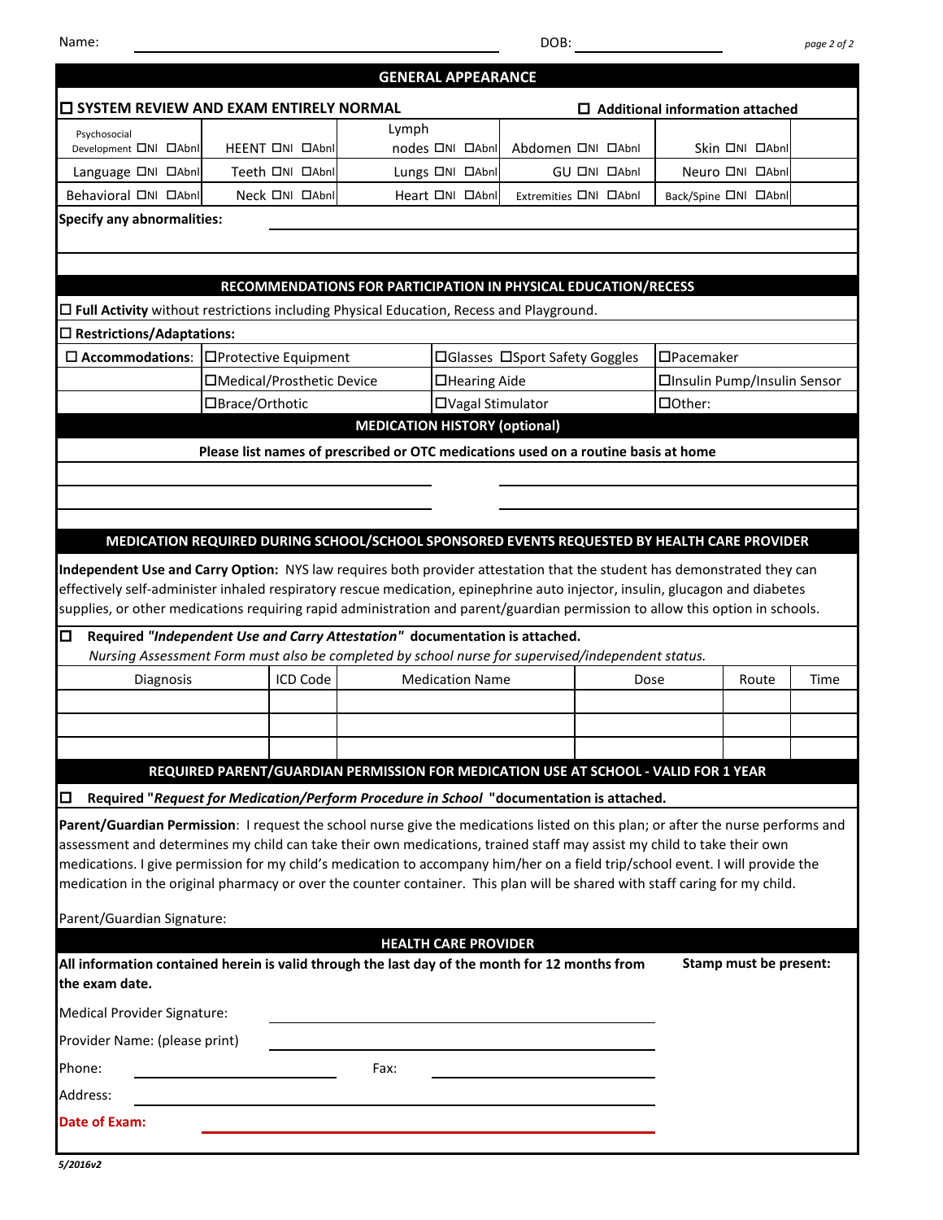Name: _______________ DOB: _______________

## GENERAL APPEARANCE

☐ **SYSTEM REVIEW AND EXAM ENTIRELY NORMAL** ☐ **Additional information attached**

| | | | | |
|---|---|---|---|---|
| Psychosocial Development ☐Nl ☐Abnl | HEENT ☐Nl ☐Abnl | Lymph nodes ☐Nl ☐Abnl | Abdomen ☐Nl ☐Abnl | Skin ☐Nl ☐Abnl |
| Language ☐Nl ☐Abnl | Teeth ☐Nl ☐Abnl | Lungs ☐Nl ☐Abnl | GU ☐Nl ☐Abnl | Neuro ☐Nl ☐Abnl |
| Behavioral ☐Nl ☐Abnl | Neck ☐Nl ☐Abnl | Heart ☐Nl ☐Abnl | Extremities ☐Nl ☐Abnl | Back/Spine ☐Nl ☐Abnl |

**Specify any abnormalities:** _______________

## RECOMMENDATIONS FOR PARTICIPATION IN PHYSICAL EDUCATION/RECESS

☐ **Full Activity** without restrictions including Physical Education, Recess and Playground.

☐ **Restrictions/Adaptations:**

| | | | |
|---|---|---|---|
| ☐ **Accommodations:** | ☐Protective Equipment | ☐Glasses ☐Sport Safety Goggles | ☐Pacemaker |
| | ☐Medical/Prosthetic Device | ☐Hearing Aide | ☐Insulin Pump/Insulin Sensor |
| | ☐Brace/Orthotic | ☐Vagal Stimulator | ☐Other: |

## MEDICATION HISTORY (optional)

**Please list names of prescribed or OTC medications used on a routine basis at home**

_______________ _______________

_______________ _______________

## MEDICATION REQUIRED DURING SCHOOL/SCHOOL SPONSORED EVENTS REQUESTED BY HEALTH CARE PROVIDER

**Independent Use and Carry Option:** NYS law requires both provider attestation that the student has demonstrated they can effectively self-administer inhaled respiratory rescue medication, epinephrine auto injector, insulin, glucagon and diabetes supplies, or other medications requiring rapid administration and parent/guardian permission to allow this option in schools.

☐ **Required *"Independent Use and Carry Attestation"* documentation is attached.**
*Nursing Assessment Form must also be completed by school nurse for supervised/independent status.*

| Diagnosis | ICD Code | Medication Name | Dose | Route | Time |
|---|---|---|---|---|---|
| | | | | | |
| | | | | | |
| | | | | | |

## REQUIRED PARENT/GUARDIAN PERMISSION FOR MEDICATION USE AT SCHOOL - VALID FOR 1 YEAR

☐ **Required "*Request for Medication/Perform Procedure in School* "documentation is attached.**

**Parent/Guardian Permission**: I request the school nurse give the medications listed on this plan; or after the nurse performs and assessment and determines my child can take their own medications, trained staff may assist my child to take their own medications. I give permission for my child's medication to accompany him/her on a field trip/school event. I will provide the medication in the original pharmacy or over the counter container. This plan will be shared with staff caring for my child.

Parent/Guardian Signature:

## HEALTH CARE PROVIDER

**All information contained herein is valid through the last day of the month for 12 months from the exam date.** **Stamp must be present:**

Medical Provider Signature: _______________

Provider Name: (please print) _______________

Phone: _______________ Fax: _______________

Address: _______________

**Date of Exam:** _______________

*5/2016v2*